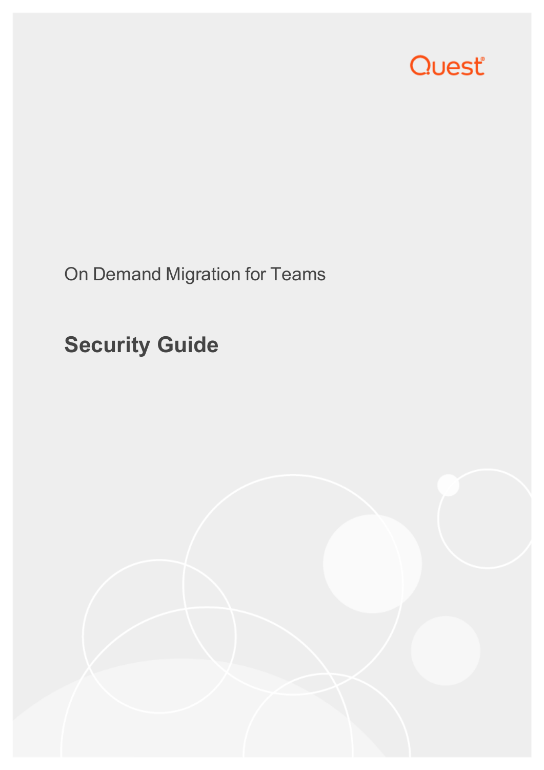Quest

On Demand Migration for Teams

# Security Guide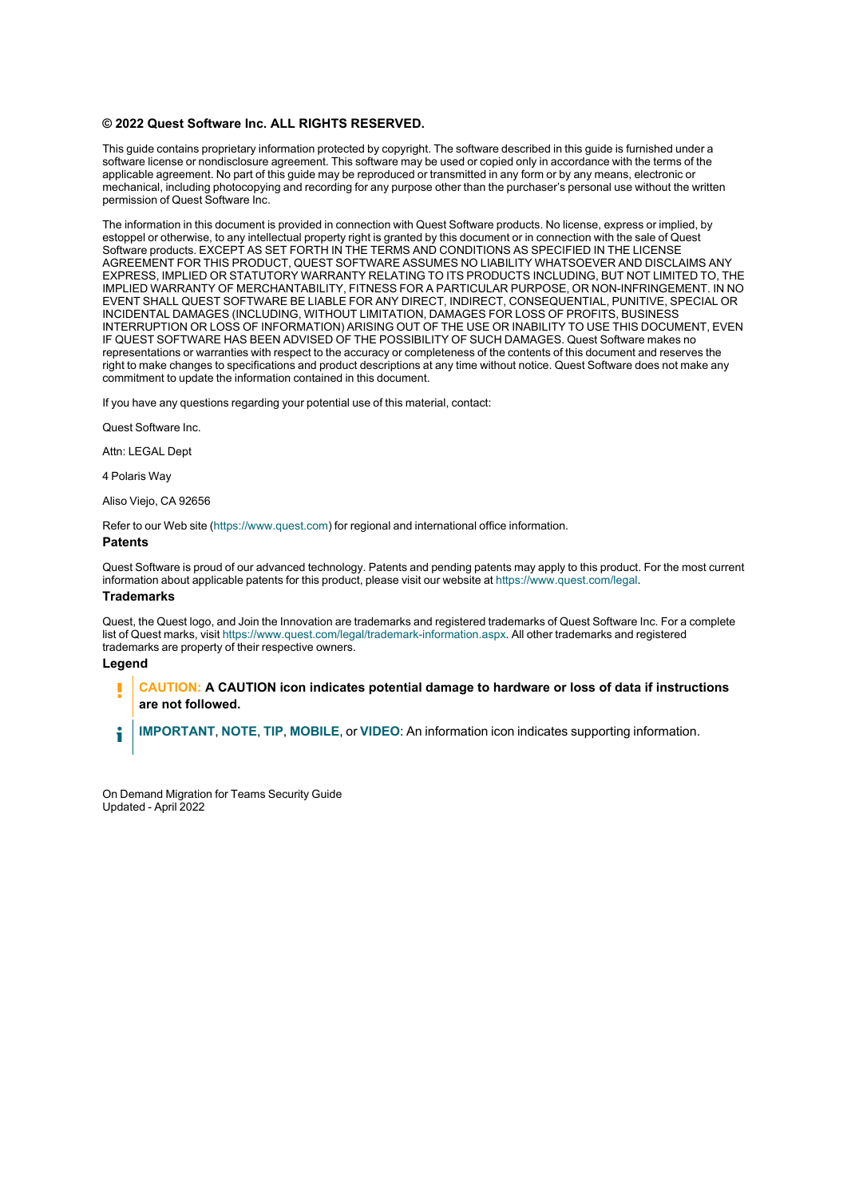**© 2022 Quest Software Inc. ALL RIGHTS RESERVED.**

This guide contains proprietary information protected by copyright. The software described in this guide is furnished under a software license or nondisclosure agreement. This software may be used or copied only in accordance with the terms of the applicable agreement. No part of this guide may be reproduced or transmitted in any form or by any means, electronic or mechanical, including photocopying and recording for any purpose other than the purchaser's personal use without the written permission of Quest Software Inc.

The information in this document is provided in connection with Quest Software products. No license, express or implied, by estoppel or otherwise, to any intellectual property right is granted by this document or in connection with the sale of Quest Software products. EXCEPT AS SET FORTH IN THE TERMS AND CONDITIONS AS SPECIFIED IN THE LICENSE AGREEMENT FOR THIS PRODUCT, QUEST SOFTWARE ASSUMES NO LIABILITY WHATSOEVER AND DISCLAIMS ANY EXPRESS, IMPLIED OR STATUTORY WARRANTY RELATING TO ITS PRODUCTS INCLUDING, BUT NOT LIMITED TO, THE IMPLIED WARRANTY OF MERCHANTABILITY, FITNESS FOR A PARTICULAR PURPOSE, OR NON-INFRINGEMENT. IN NO EVENT SHALL QUEST SOFTWARE BE LIABLE FOR ANY DIRECT, INDIRECT, CONSEQUENTIAL, PUNITIVE, SPECIAL OR INCIDENTAL DAMAGES (INCLUDING, WITHOUT LIMITATION, DAMAGES FOR LOSS OF PROFITS, BUSINESS INTERRUPTION OR LOSS OF INFORMATION) ARISING OUT OF THE USE OR INABILITY TO USE THIS DOCUMENT, EVEN IF QUEST SOFTWARE HAS BEEN ADVISED OF THE POSSIBILITY OF SUCH DAMAGES. Quest Software makes no representations or warranties with respect to the accuracy or completeness of the contents of this document and reserves the right to make changes to specifications and product descriptions at any time without notice. Quest Software does not make any commitment to update the information contained in this document.

If you have any questions regarding your potential use of this material, contact:

Quest Software Inc.

Attn: LEGAL Dept

4 Polaris Way

Aliso Viejo, CA 92656

Refer to our Web site (https://www.quest.com) for regional and international office information.

### Patents

Quest Software is proud of our advanced technology. Patents and pending patents may apply to this product. For the most current information about applicable patents for this product, please visit our website at https://www.quest.com/legal.

### Trademarks

Quest, the Quest logo, and Join the Innovation are trademarks and registered trademarks of Quest Software Inc. For a complete list of Quest marks, visit https://www.quest.com/legal/trademark-information.aspx. All other trademarks and registered trademarks are property of their respective owners.

### Legend

**CAUTION: A CAUTION icon indicates potential damage to hardware or loss of data if instructions are not followed.**

**IMPORTANT**, **NOTE**, **TIP**, **MOBILE**, or **VIDEO**: An information icon indicates supporting information.

On Demand Migration for Teams Security Guide
Updated - April 2022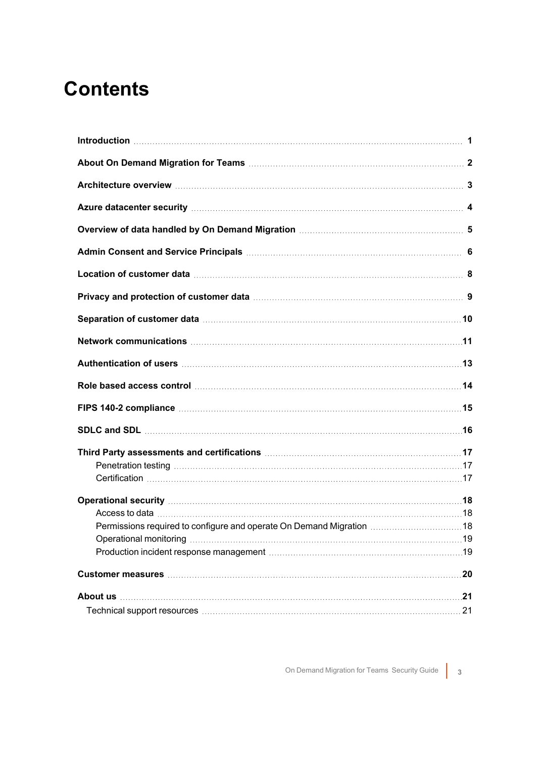# Contents

- **Introduction** 1
- **About On Demand Migration for Teams** 2
- **Architecture overview** 3
- **Azure datacenter security** 4
- **Overview of data handled by On Demand Migration** 5
- **Admin Consent and Service Principals** 6
- **Location of customer data** 8
- **Privacy and protection of customer data** 9
- **Separation of customer data** 10
- **Network communications** 11
- **Authentication of users** 13
- **Role based access control** 14
- **FIPS 140-2 compliance** 15
- **SDLC and SDL** 16
- **Third Party assessments and certifications** 17
  - Penetration testing 17
  - Certification 17
- **Operational security** 18
  - Access to data 18
  - Permissions required to configure and operate On Demand Migration 18
  - Operational monitoring 19
  - Production incident response management 19
- **Customer measures** 20
- **About us** 21
  - Technical support resources 21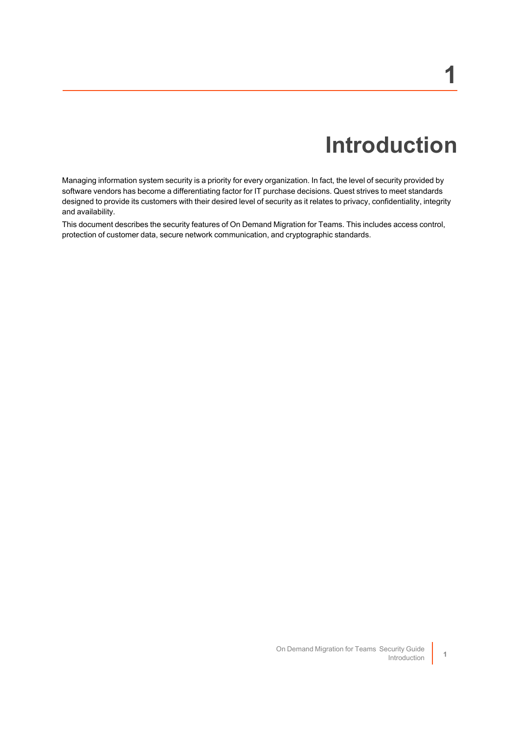# 1 Introduction

Managing information system security is a priority for every organization. In fact, the level of security provided by software vendors has become a differentiating factor for IT purchase decisions. Quest strives to meet standards designed to provide its customers with their desired level of security as it relates to privacy, confidentiality, integrity and availability.

This document describes the security features of On Demand Migration for Teams. This includes access control, protection of customer data, secure network communication, and cryptographic standards.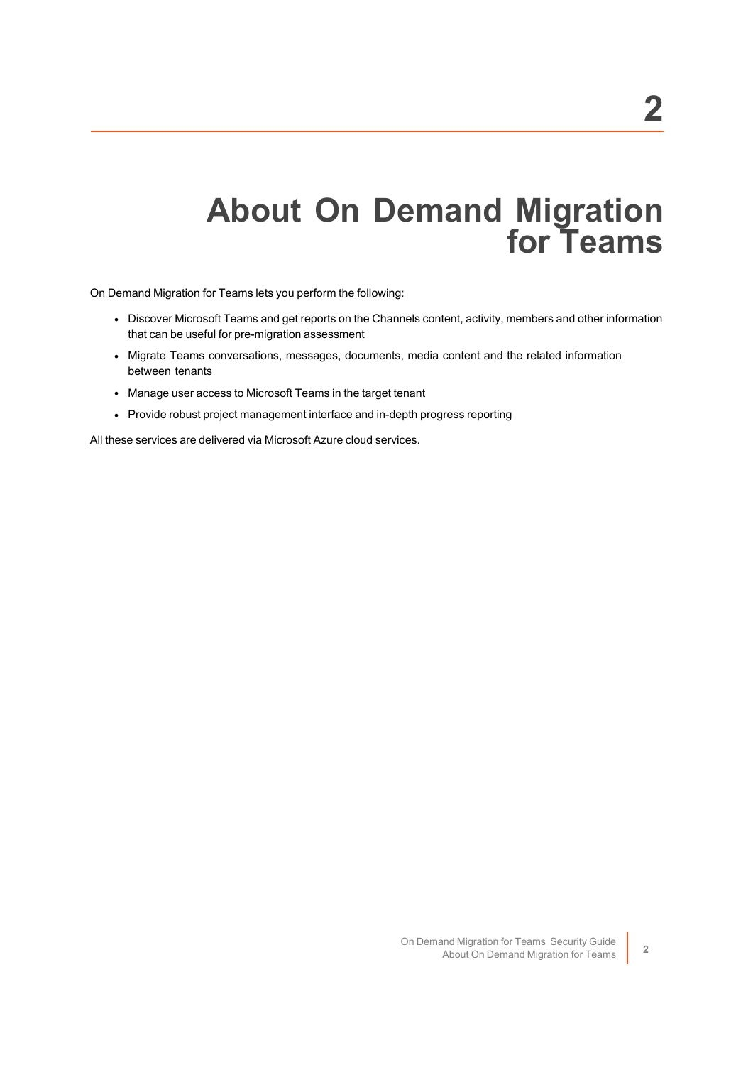# 2 About On Demand Migration for Teams

On Demand Migration for Teams lets you perform the following:

- Discover Microsoft Teams and get reports on the Channels content, activity, members and other information that can be useful for pre-migration assessment
- Migrate Teams conversations, messages, documents, media content and the related information between tenants
- Manage user access to Microsoft Teams in the target tenant
- Provide robust project management interface and in-depth progress reporting

All these services are delivered via Microsoft Azure cloud services.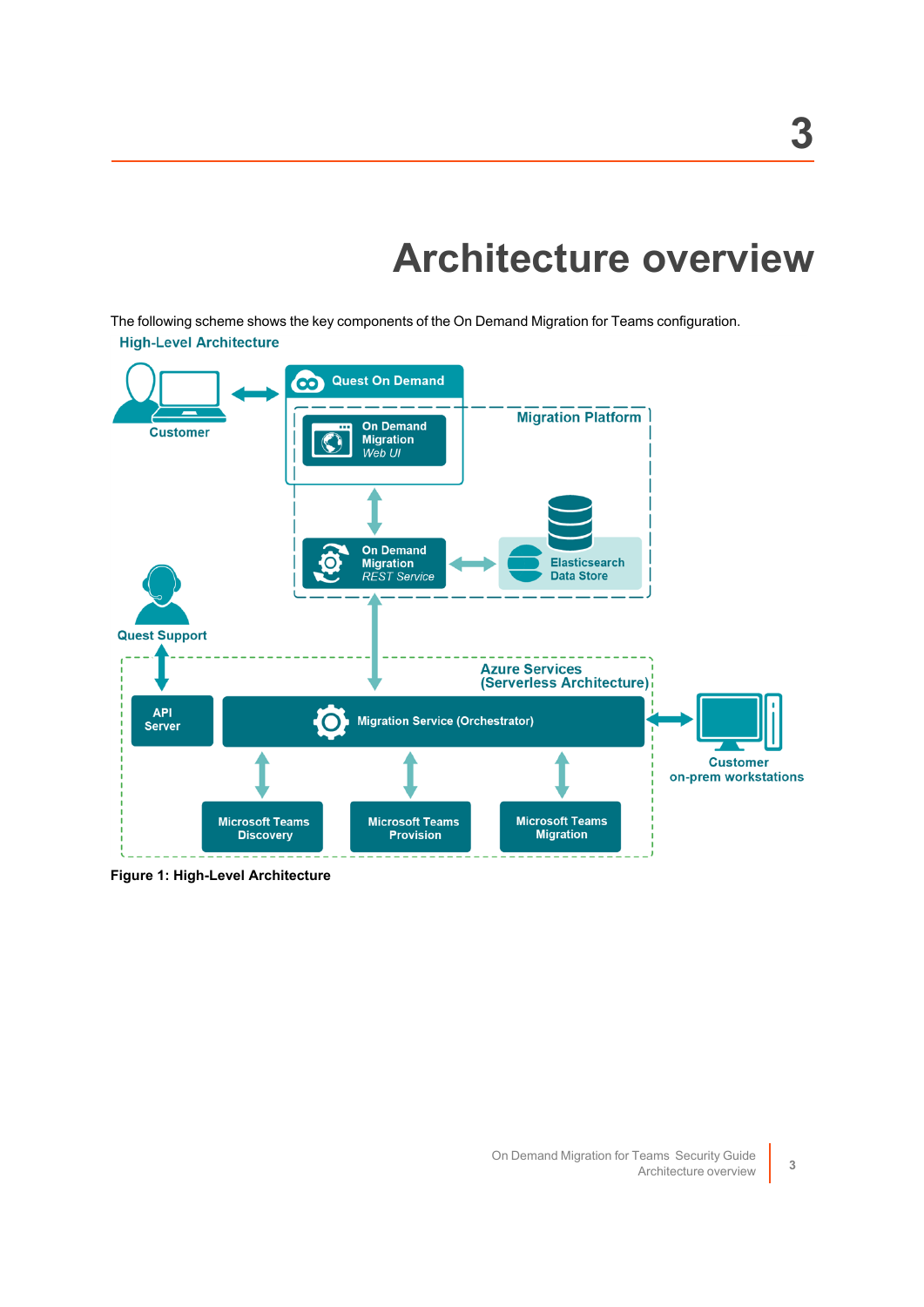# 3

# Architecture overview

The following scheme shows the key components of the On Demand Migration for Teams configuration.

High-Level Architecture

Customer

Quest On Demand

Migration Platform

On Demand Migration Web UI

On Demand Migration REST Service

Elasticsearch Data Store

Quest Support

Azure Services (Serverless Architecture)

API Server

Migration Service (Orchestrator)

Customer on-prem workstations

Microsoft Teams Discovery

Microsoft Teams Provision

Microsoft Teams Migration

**Figure 1: High-Level Architecture**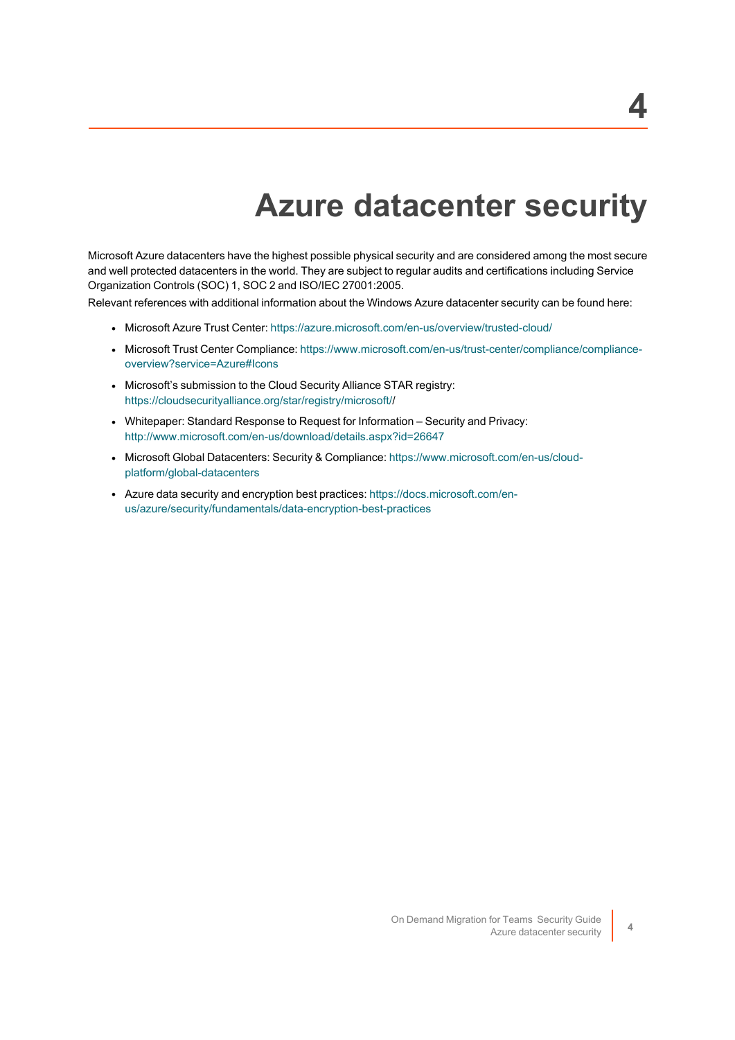# 4

# Azure datacenter security

Microsoft Azure datacenters have the highest possible physical security and are considered among the most secure and well protected datacenters in the world. They are subject to regular audits and certifications including Service Organization Controls (SOC) 1, SOC 2 and ISO/IEC 27001:2005.

Relevant references with additional information about the Windows Azure datacenter security can be found here:

- Microsoft Azure Trust Center: https://azure.microsoft.com/en-us/overview/trusted-cloud/
- Microsoft Trust Center Compliance: https://www.microsoft.com/en-us/trust-center/compliance/compliance-overview?service=Azure#Icons
- Microsoft's submission to the Cloud Security Alliance STAR registry: https://cloudsecurityalliance.org/star/registry/microsoft//
- Whitepaper: Standard Response to Request for Information – Security and Privacy: http://www.microsoft.com/en-us/download/details.aspx?id=26647
- Microsoft Global Datacenters: Security & Compliance: https://www.microsoft.com/en-us/cloud-platform/global-datacenters
- Azure data security and encryption best practices: https://docs.microsoft.com/en-us/azure/security/fundamentals/data-encryption-best-practices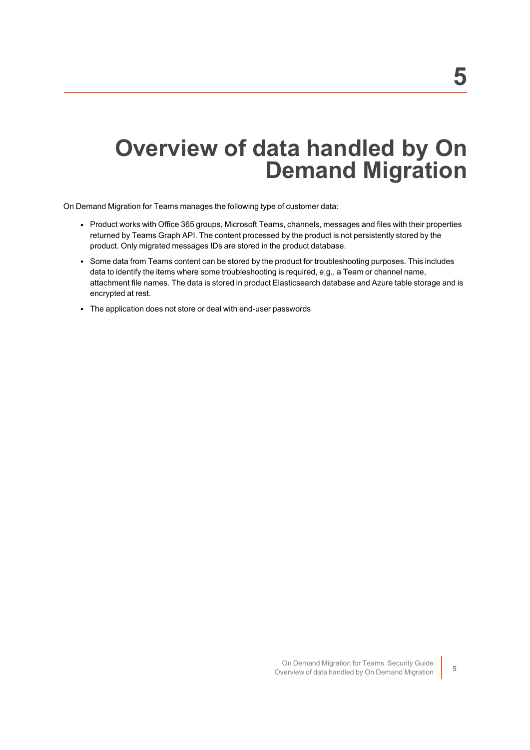# 5

# Overview of data handled by On Demand Migration

On Demand Migration for Teams manages the following type of customer data:

- Product works with Office 365 groups, Microsoft Teams, channels, messages and files with their properties returned by Teams Graph API. The content processed by the product is not persistently stored by the product. Only migrated messages IDs are stored in the product database.
- Some data from Teams content can be stored by the product for troubleshooting purposes. This includes data to identify the items where some troubleshooting is required, e.g., a Team or channel name, attachment file names. The data is stored in product Elasticsearch database and Azure table storage and is encrypted at rest.
- The application does not store or deal with end-user passwords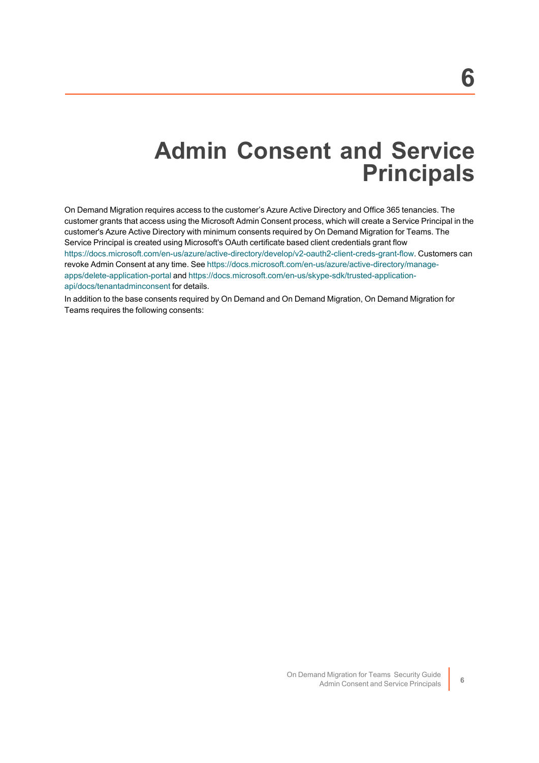# 6 Admin Consent and Service Principals

On Demand Migration requires access to the customer's Azure Active Directory and Office 365 tenancies. The customer grants that access using the Microsoft Admin Consent process, which will create a Service Principal in the customer's Azure Active Directory with minimum consents required by On Demand Migration for Teams. The Service Principal is created using Microsoft's OAuth certificate based client credentials grant flow https://docs.microsoft.com/en-us/azure/active-directory/develop/v2-oauth2-client-creds-grant-flow. Customers can revoke Admin Consent at any time. See https://docs.microsoft.com/en-us/azure/active-directory/manage-apps/delete-application-portal and https://docs.microsoft.com/en-us/skype-sdk/trusted-application-api/docs/tenantadminconsent for details.

In addition to the base consents required by On Demand and On Demand Migration, On Demand Migration for Teams requires the following consents: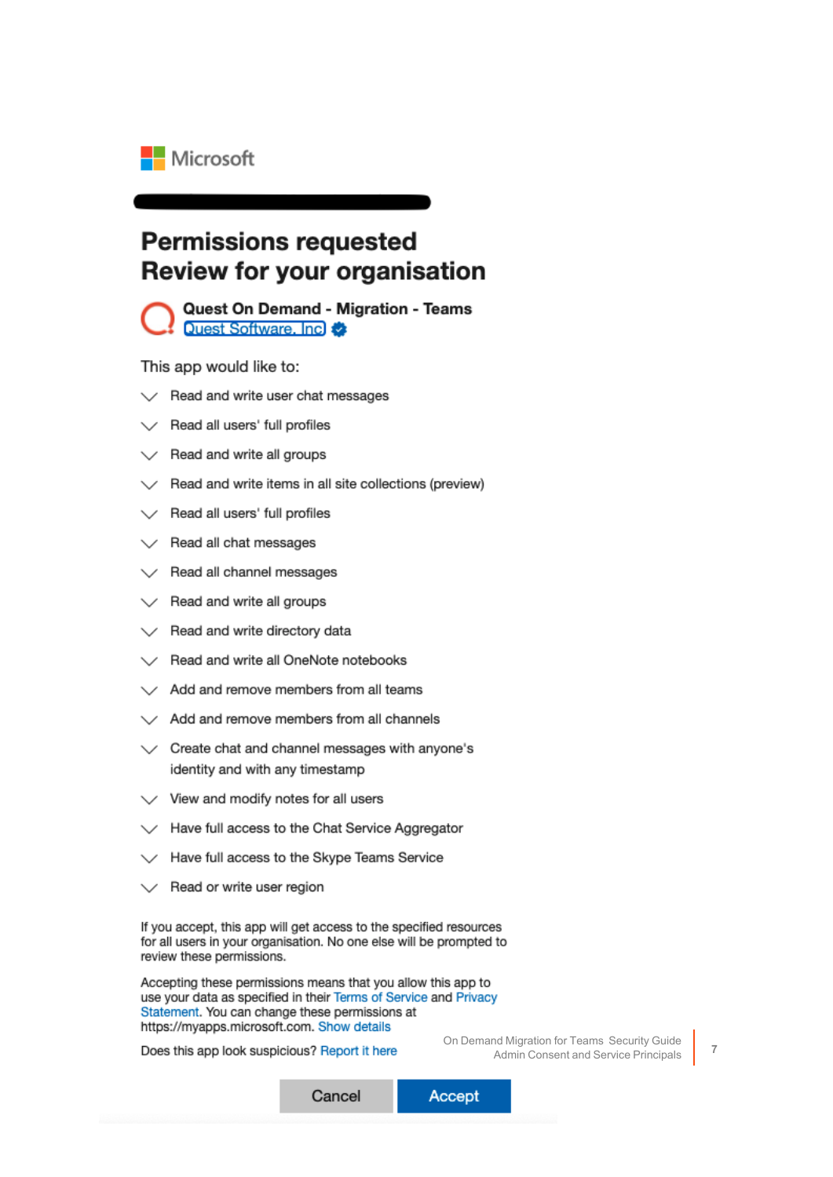Microsoft

# Permissions requested
# Review for your organisation

**Quest On Demand - Migration - Teams**
Quest Software, Inc

This app would like to:

- Read and write user chat messages
- Read all users' full profiles
- Read and write all groups
- Read and write items in all site collections (preview)
- Read all users' full profiles
- Read all chat messages
- Read all channel messages
- Read and write all groups
- Read and write directory data
- Read and write all OneNote notebooks
- Add and remove members from all teams
- Add and remove members from all channels
- Create chat and channel messages with anyone's identity and with any timestamp
- View and modify notes for all users
- Have full access to the Chat Service Aggregator
- Have full access to the Skype Teams Service
- Read or write user region

If you accept, this app will get access to the specified resources for all users in your organisation. No one else will be prompted to review these permissions.

Accepting these permissions means that you allow this app to use your data as specified in their Terms of Service and Privacy Statement. You can change these permissions at https://myapps.microsoft.com. Show details

Does this app look suspicious? Report it here

Cancel | Accept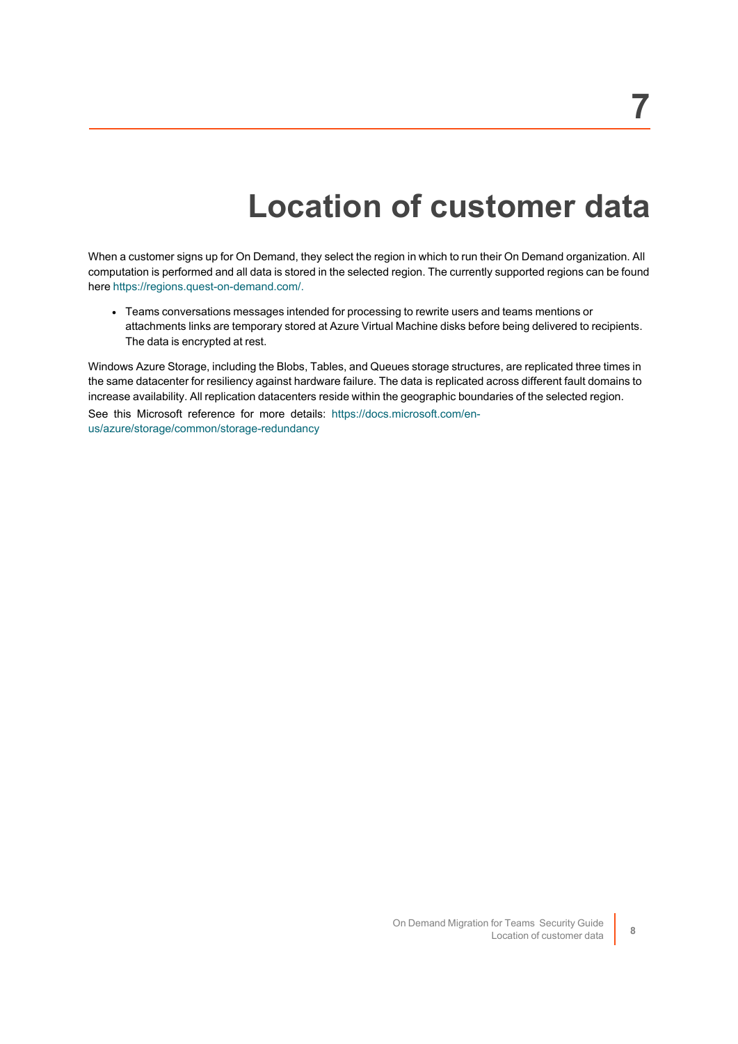# 7

# Location of customer data

When a customer signs up for On Demand, they select the region in which to run their On Demand organization. All computation is performed and all data is stored in the selected region. The currently supported regions can be found here https://regions.quest-on-demand.com/.

- Teams conversations messages intended for processing to rewrite users and teams mentions or attachments links are temporary stored at Azure Virtual Machine disks before being delivered to recipients. The data is encrypted at rest.

Windows Azure Storage, including the Blobs, Tables, and Queues storage structures, are replicated three times in the same datacenter for resiliency against hardware failure. The data is replicated across different fault domains to increase availability. All replication datacenters reside within the geographic boundaries of the selected region.

See this Microsoft reference for more details: https://docs.microsoft.com/en-us/azure/storage/common/storage-redundancy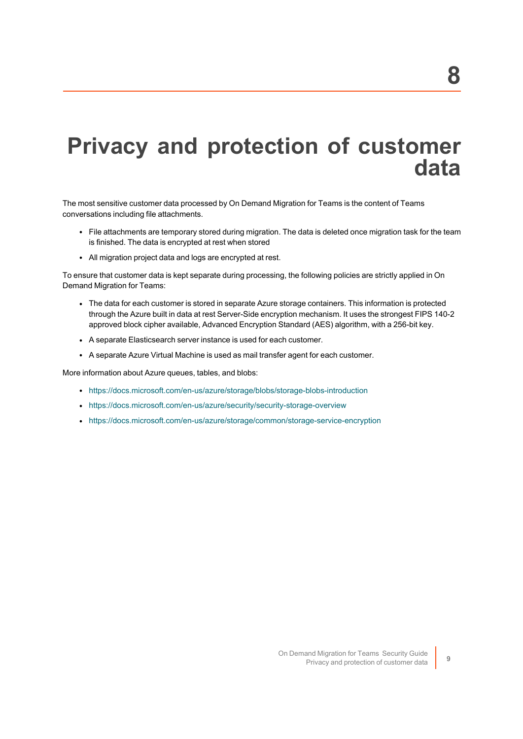# 8 Privacy and protection of customer data

The most sensitive customer data processed by On Demand Migration for Teams is the content of Teams conversations including file attachments.

- File attachments are temporary stored during migration. The data is deleted once migration task for the team is finished. The data is encrypted at rest when stored
- All migration project data and logs are encrypted at rest.

To ensure that customer data is kept separate during processing, the following policies are strictly applied in On Demand Migration for Teams:

- The data for each customer is stored in separate Azure storage containers. This information is protected through the Azure built in data at rest Server-Side encryption mechanism. It uses the strongest FIPS 140-2 approved block cipher available, Advanced Encryption Standard (AES) algorithm, with a 256-bit key.
- A separate Elasticsearch server instance is used for each customer.
- A separate Azure Virtual Machine is used as mail transfer agent for each customer.

More information about Azure queues, tables, and blobs:

- https://docs.microsoft.com/en-us/azure/storage/blobs/storage-blobs-introduction
- https://docs.microsoft.com/en-us/azure/security/security-storage-overview
- https://docs.microsoft.com/en-us/azure/storage/common/storage-service-encryption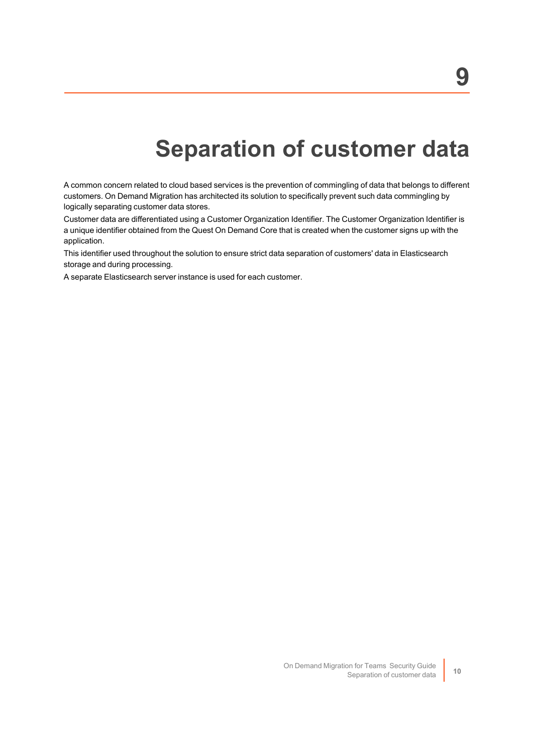# 9

# Separation of customer data

A common concern related to cloud based services is the prevention of commingling of data that belongs to different customers. On Demand Migration has architected its solution to specifically prevent such data commingling by logically separating customer data stores.

Customer data are differentiated using a Customer Organization Identifier. The Customer Organization Identifier is a unique identifier obtained from the Quest On Demand Core that is created when the customer signs up with the application.

This identifier used throughout the solution to ensure strict data separation of customers' data in Elasticsearch storage and during processing.

A separate Elasticsearch server instance is used for each customer.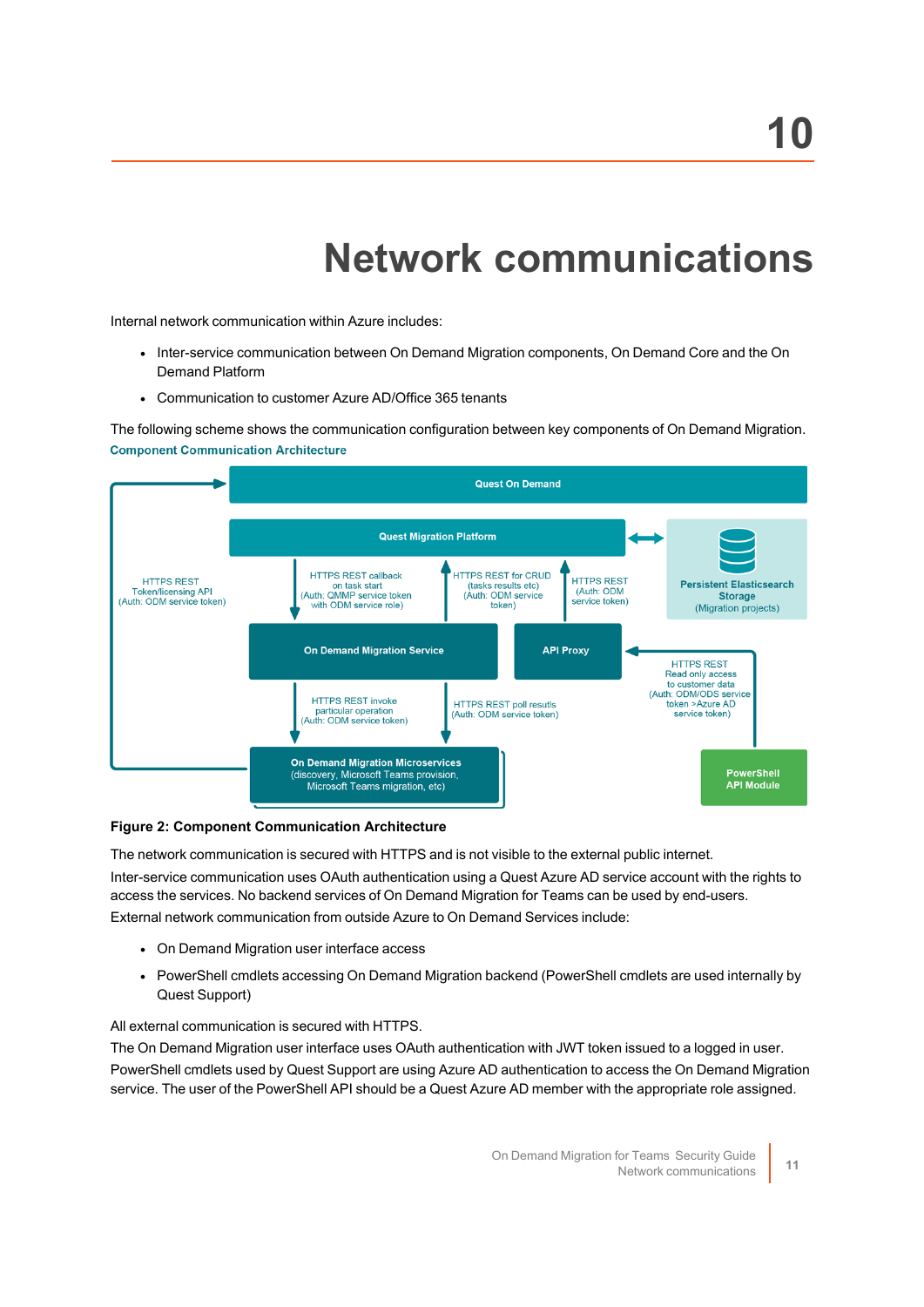# 10

# Network communications

Internal network communication within Azure includes:

- Inter-service communication between On Demand Migration components, On Demand Core and the On Demand Platform
- Communication to customer Azure AD/Office 365 tenants

The following scheme shows the communication configuration between key components of On Demand Migration.

**Component Communication Architecture**

Quest On Demand

Quest Migration Platform

Persistent Elasticsearch Storage (Migration projects)

HTTPS REST Token/licensing API (Auth: ODM service token)

HTTPS REST callback on task start (Auth: QMMP service token with ODM service role)

HTTPS REST for CRUD (tasks results etc) (Auth: ODM service token)

HTTPS REST (Auth: ODM service token)

On Demand Migration Service

API Proxy

HTTPS REST Read only access to customer data (Auth: ODM/ODS service token >Azure AD service token)

HTTPS REST invoke particular operation (Auth: ODM service token)

HTTPS REST poll resutls (Auth: ODM service token)

On Demand Migration Microservices (discovery, Microsoft Teams provision, Microsoft Teams migration, etc)

PowerShell API Module

**Figure 2: Component Communication Architecture**

The network communication is secured with HTTPS and is not visible to the external public internet.

Inter-service communication uses OAuth authentication using a Quest Azure AD service account with the rights to access the services. No backend services of On Demand Migration for Teams can be used by end-users.

External network communication from outside Azure to On Demand Services include:

- On Demand Migration user interface access
- PowerShell cmdlets accessing On Demand Migration backend (PowerShell cmdlets are used internally by Quest Support)

All external communication is secured with HTTPS.

The On Demand Migration user interface uses OAuth authentication with JWT token issued to a logged in user.

PowerShell cmdlets used by Quest Support are using Azure AD authentication to access the On Demand Migration service. The user of the PowerShell API should be a Quest Azure AD member with the appropriate role assigned.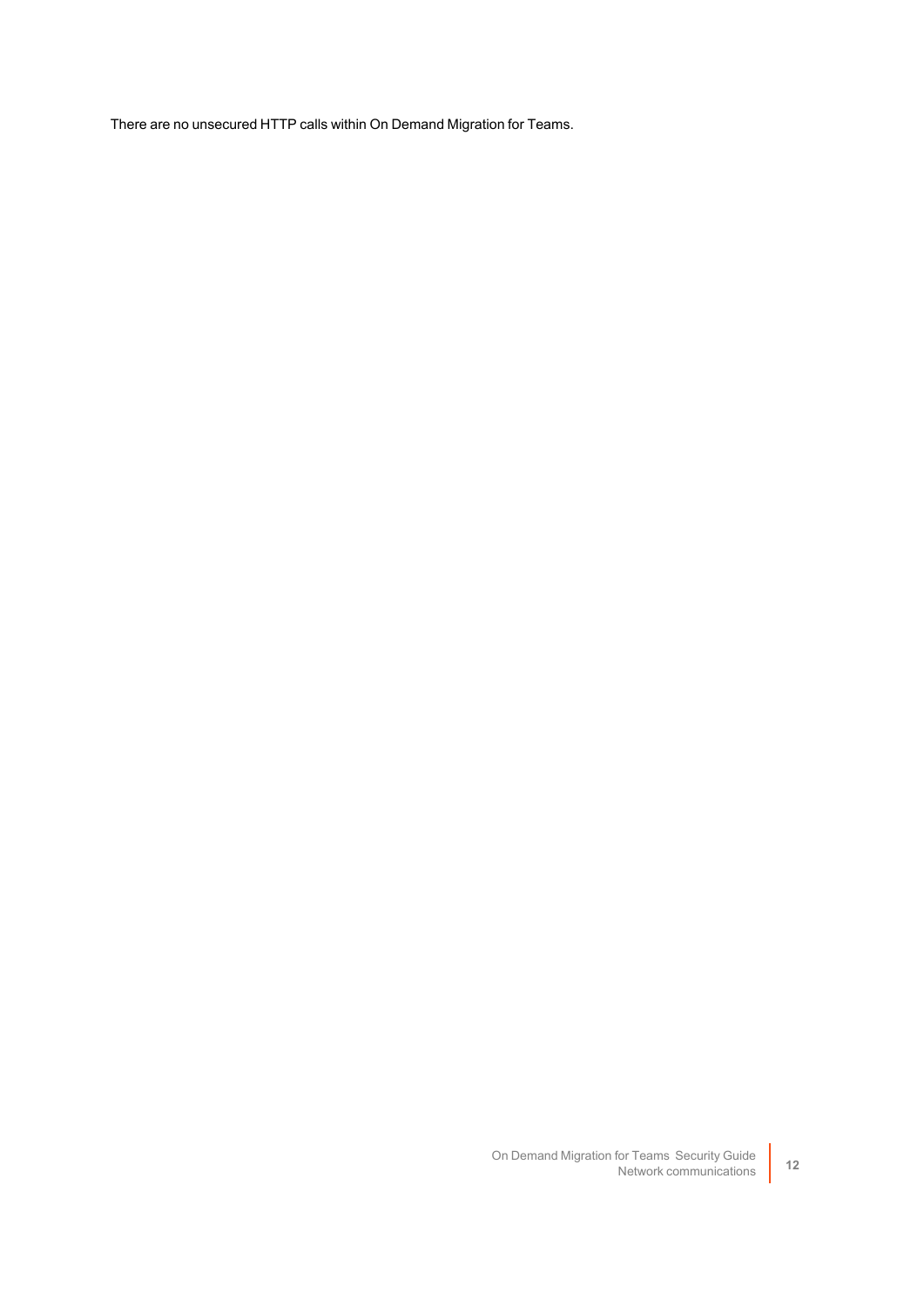There are no unsecured HTTP calls within On Demand Migration for Teams.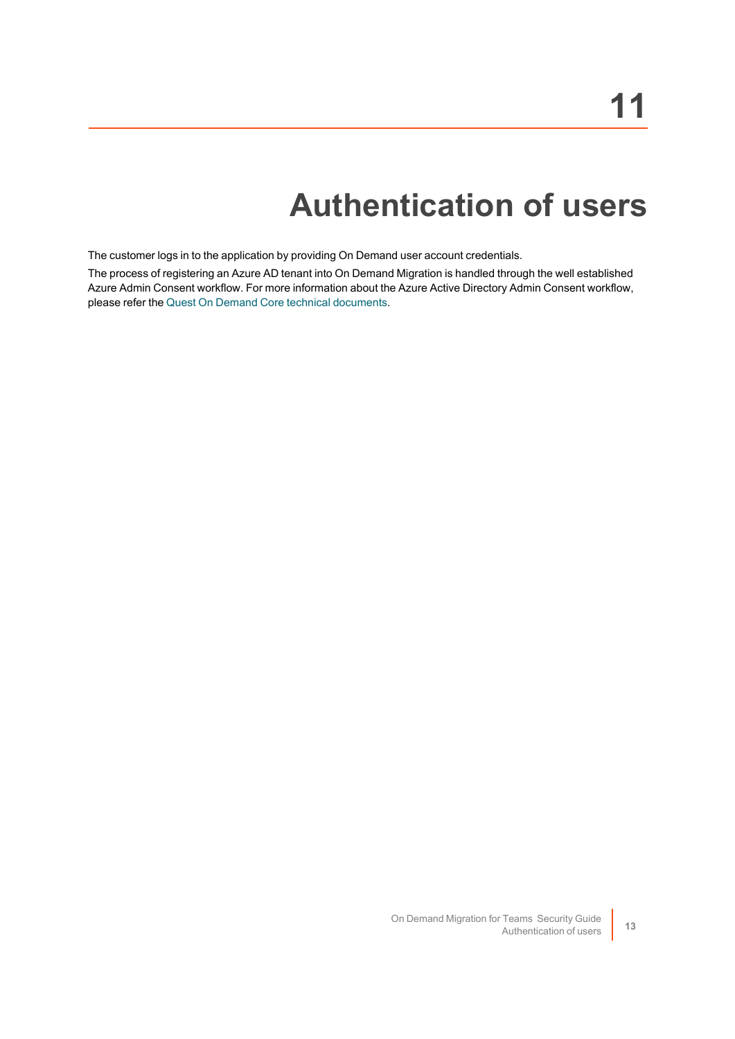# 11 Authentication of users

The customer logs in to the application by providing On Demand user account credentials.

The process of registering an Azure AD tenant into On Demand Migration is handled through the well established Azure Admin Consent workflow. For more information about the Azure Active Directory Admin Consent workflow, please refer the Quest On Demand Core technical documents.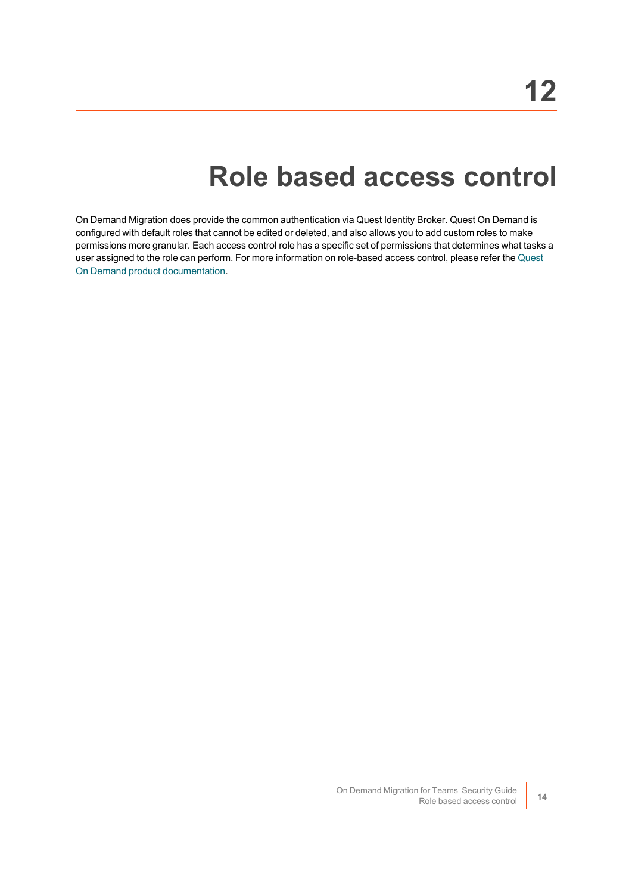# 12

# Role based access control

On Demand Migration does provide the common authentication via Quest Identity Broker. Quest On Demand is configured with default roles that cannot be edited or deleted, and also allows you to add custom roles to make permissions more granular. Each access control role has a specific set of permissions that determines what tasks a user assigned to the role can perform. For more information on role-based access control, please refer the Quest On Demand product documentation.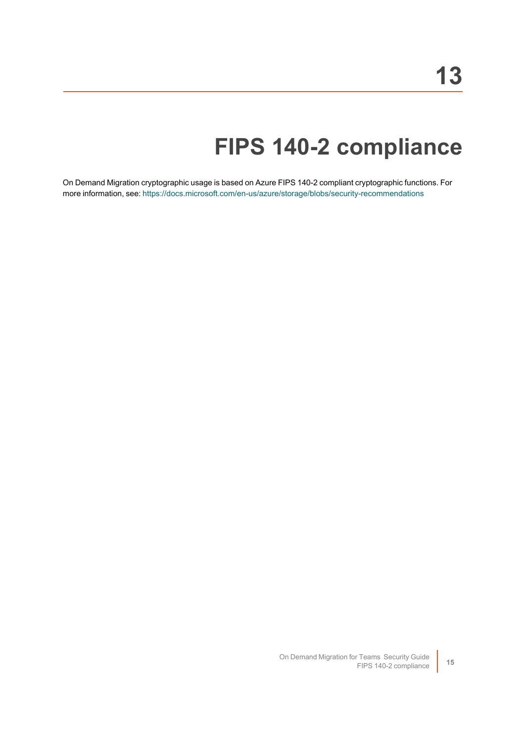# 13

# FIPS 140-2 compliance

On Demand Migration cryptographic usage is based on Azure FIPS 140-2 compliant cryptographic functions. For more information, see: https://docs.microsoft.com/en-us/azure/storage/blobs/security-recommendations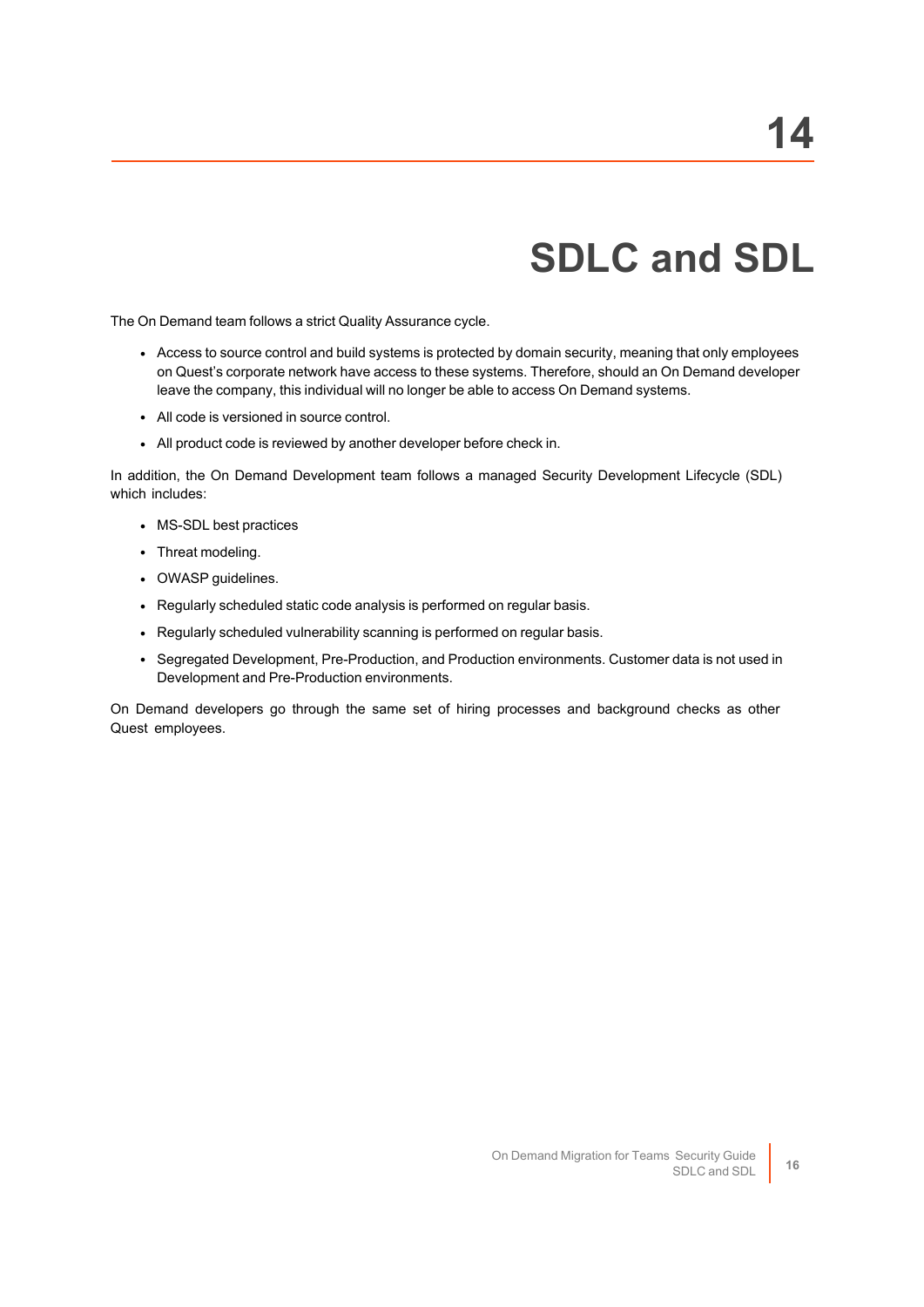# 14

# SDLC and SDL

The On Demand team follows a strict Quality Assurance cycle.

- Access to source control and build systems is protected by domain security, meaning that only employees on Quest's corporate network have access to these systems. Therefore, should an On Demand developer leave the company, this individual will no longer be able to access On Demand systems.
- All code is versioned in source control.
- All product code is reviewed by another developer before check in.

In addition, the On Demand Development team follows a managed Security Development Lifecycle (SDL) which includes:

- MS-SDL best practices
- Threat modeling.
- OWASP guidelines.
- Regularly scheduled static code analysis is performed on regular basis.
- Regularly scheduled vulnerability scanning is performed on regular basis.
- Segregated Development, Pre-Production, and Production environments. Customer data is not used in Development and Pre-Production environments.

On Demand developers go through the same set of hiring processes and background checks as other Quest employees.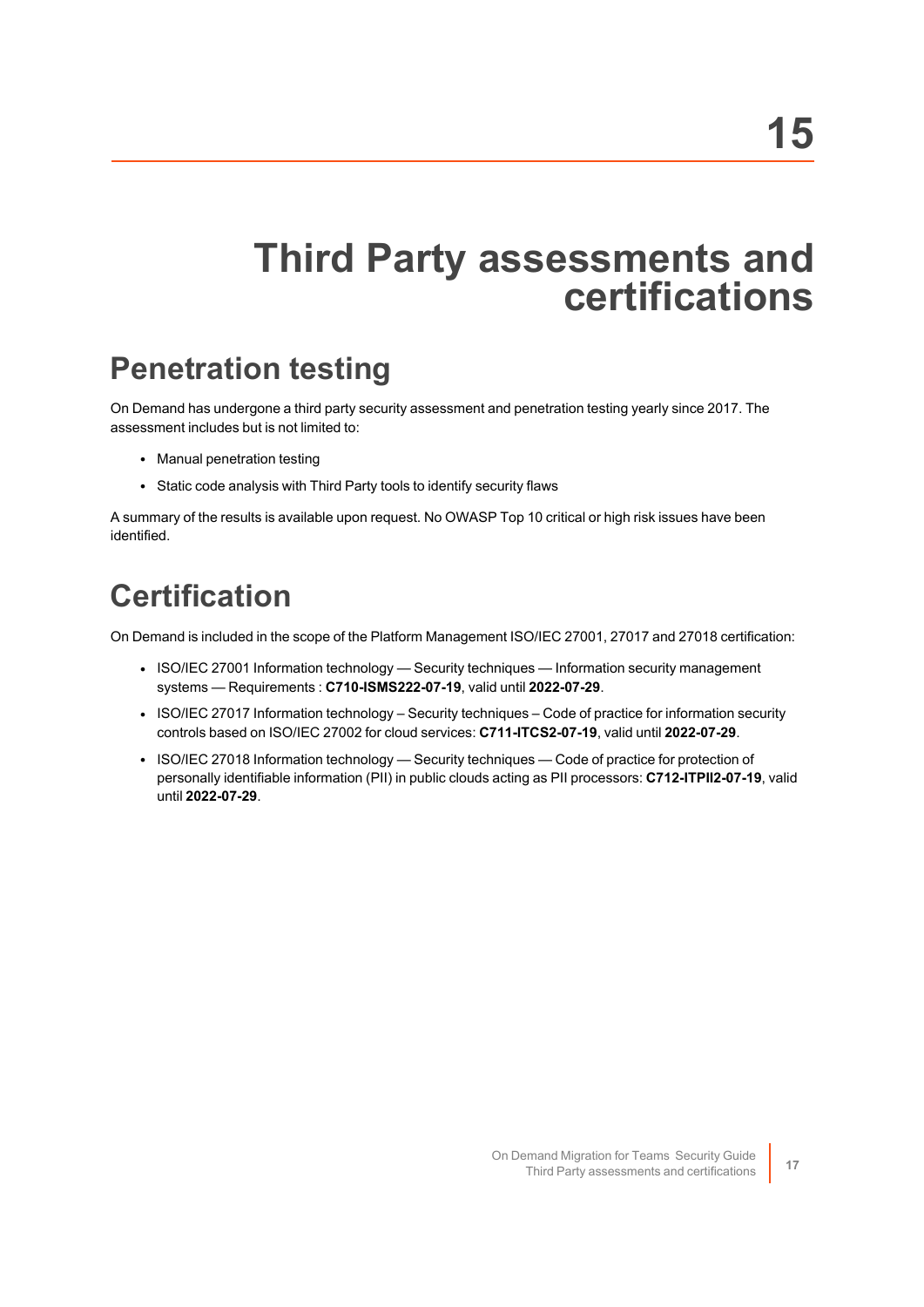# 15

# Third Party assessments and certifications

## Penetration testing

On Demand has undergone a third party security assessment and penetration testing yearly since 2017. The assessment includes but is not limited to:

- Manual penetration testing
- Static code analysis with Third Party tools to identify security flaws

A summary of the results is available upon request. No OWASP Top 10 critical or high risk issues have been identified.

## Certification

On Demand is included in the scope of the Platform Management ISO/IEC 27001, 27017 and 27018 certification:

- ISO/IEC 27001 Information technology — Security techniques — Information security management systems — Requirements : **C710-ISMS222-07-19**, valid until **2022-07-29**.
- ISO/IEC 27017 Information technology – Security techniques – Code of practice for information security controls based on ISO/IEC 27002 for cloud services: **C711-ITCS2-07-19**, valid until **2022-07-29**.
- ISO/IEC 27018 Information technology — Security techniques — Code of practice for protection of personally identifiable information (PII) in public clouds acting as PII processors: **C712-ITPII2-07-19**, valid until **2022-07-29**.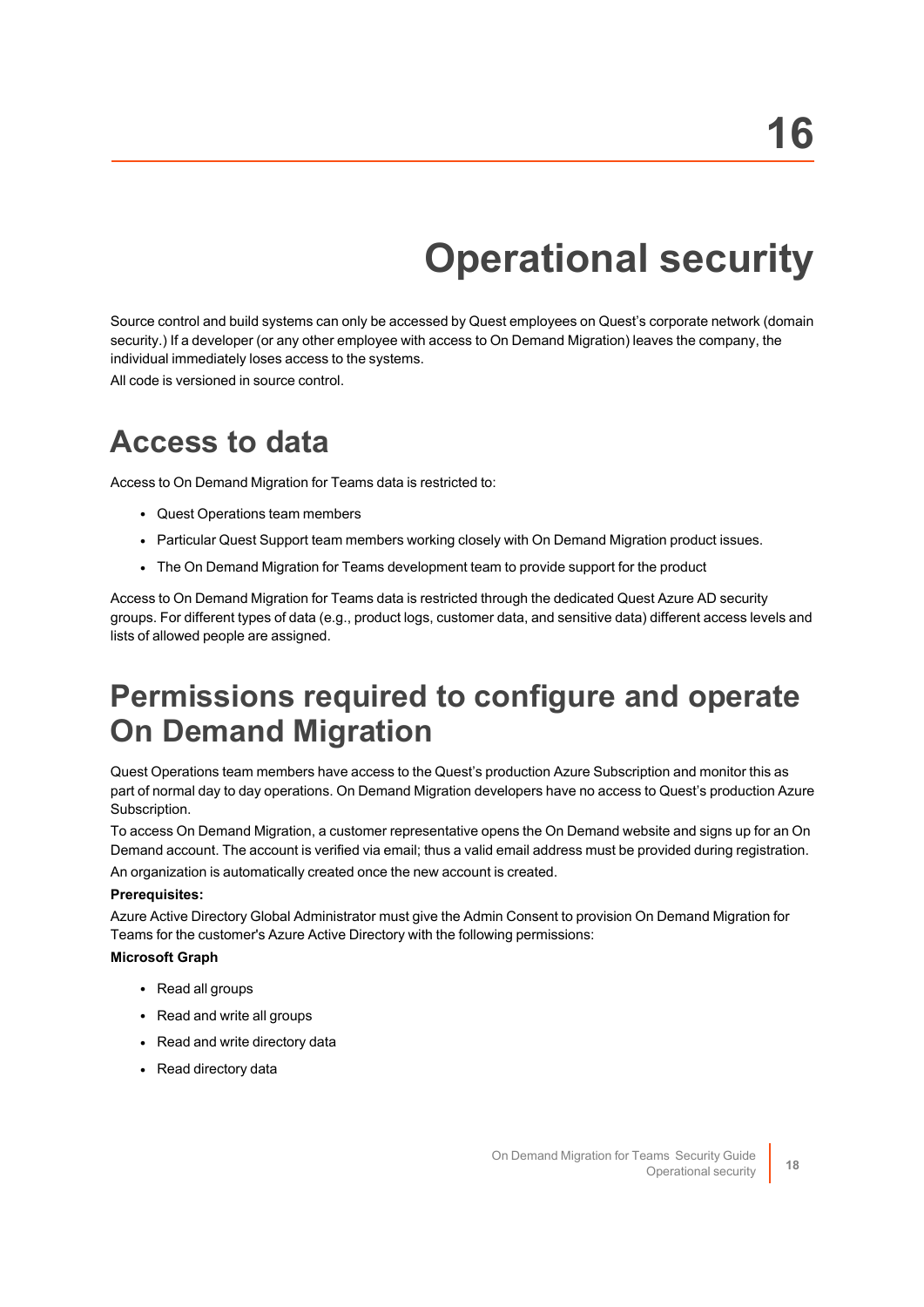# 16

# Operational security

Source control and build systems can only be accessed by Quest employees on Quest's corporate network (domain security.) If a developer (or any other employee with access to On Demand Migration) leaves the company, the individual immediately loses access to the systems.

All code is versioned in source control.

## Access to data

Access to On Demand Migration for Teams data is restricted to:

- Quest Operations team members
- Particular Quest Support team members working closely with On Demand Migration product issues.
- The On Demand Migration for Teams development team to provide support for the product

Access to On Demand Migration for Teams data is restricted through the dedicated Quest Azure AD security groups. For different types of data (e.g., product logs, customer data, and sensitive data) different access levels and lists of allowed people are assigned.

## Permissions required to configure and operate On Demand Migration

Quest Operations team members have access to the Quest's production Azure Subscription and monitor this as part of normal day to day operations. On Demand Migration developers have no access to Quest's production Azure Subscription.

To access On Demand Migration, a customer representative opens the On Demand website and signs up for an On Demand account. The account is verified via email; thus a valid email address must be provided during registration.

An organization is automatically created once the new account is created.

**Prerequisites:**

Azure Active Directory Global Administrator must give the Admin Consent to provision On Demand Migration for Teams for the customer's Azure Active Directory with the following permissions:

**Microsoft Graph**

- Read all groups
- Read and write all groups
- Read and write directory data
- Read directory data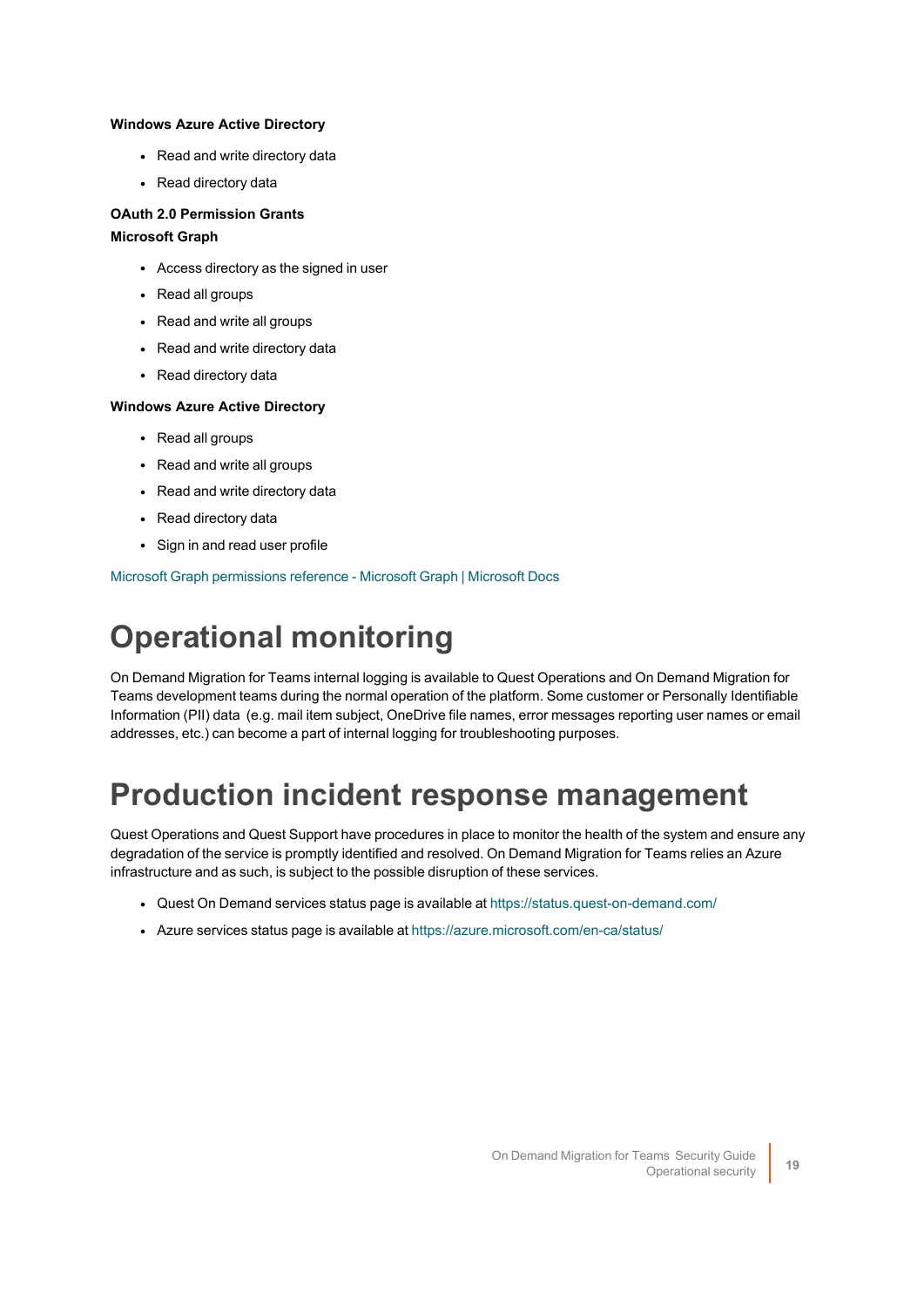**Windows Azure Active Directory**

- Read and write directory data
- Read directory data

**OAuth 2.0 Permission Grants**

**Microsoft Graph**

- Access directory as the signed in user
- Read all groups
- Read and write all groups
- Read and write directory data
- Read directory data

**Windows Azure Active Directory**

- Read all groups
- Read and write all groups
- Read and write directory data
- Read directory data
- Sign in and read user profile

Microsoft Graph permissions reference - Microsoft Graph | Microsoft Docs

# Operational monitoring

On Demand Migration for Teams internal logging is available to Quest Operations and On Demand Migration for Teams development teams during the normal operation of the platform. Some customer or Personally Identifiable Information (PII) data  (e.g. mail item subject, OneDrive file names, error messages reporting user names or email addresses, etc.) can become a part of internal logging for troubleshooting purposes.

# Production incident response management

Quest Operations and Quest Support have procedures in place to monitor the health of the system and ensure any degradation of the service is promptly identified and resolved. On Demand Migration for Teams relies an Azure infrastructure and as such, is subject to the possible disruption of these services.

- Quest On Demand services status page is available at https://status.quest-on-demand.com/
- Azure services status page is available at https://azure.microsoft.com/en-ca/status/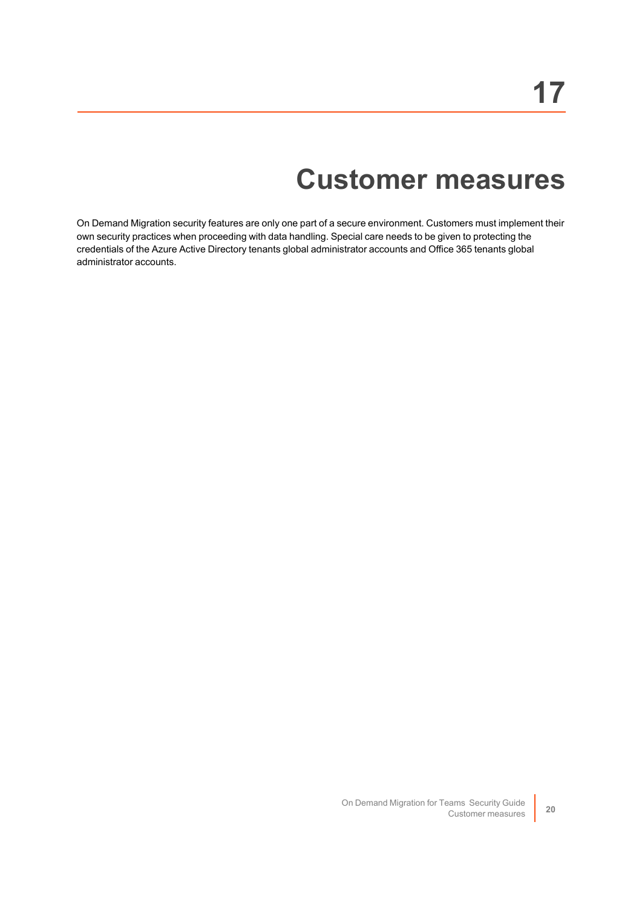# 17

# Customer measures

On Demand Migration security features are only one part of a secure environment. Customers must implement their own security practices when proceeding with data handling. Special care needs to be given to protecting the credentials of the Azure Active Directory tenants global administrator accounts and Office 365 tenants global administrator accounts.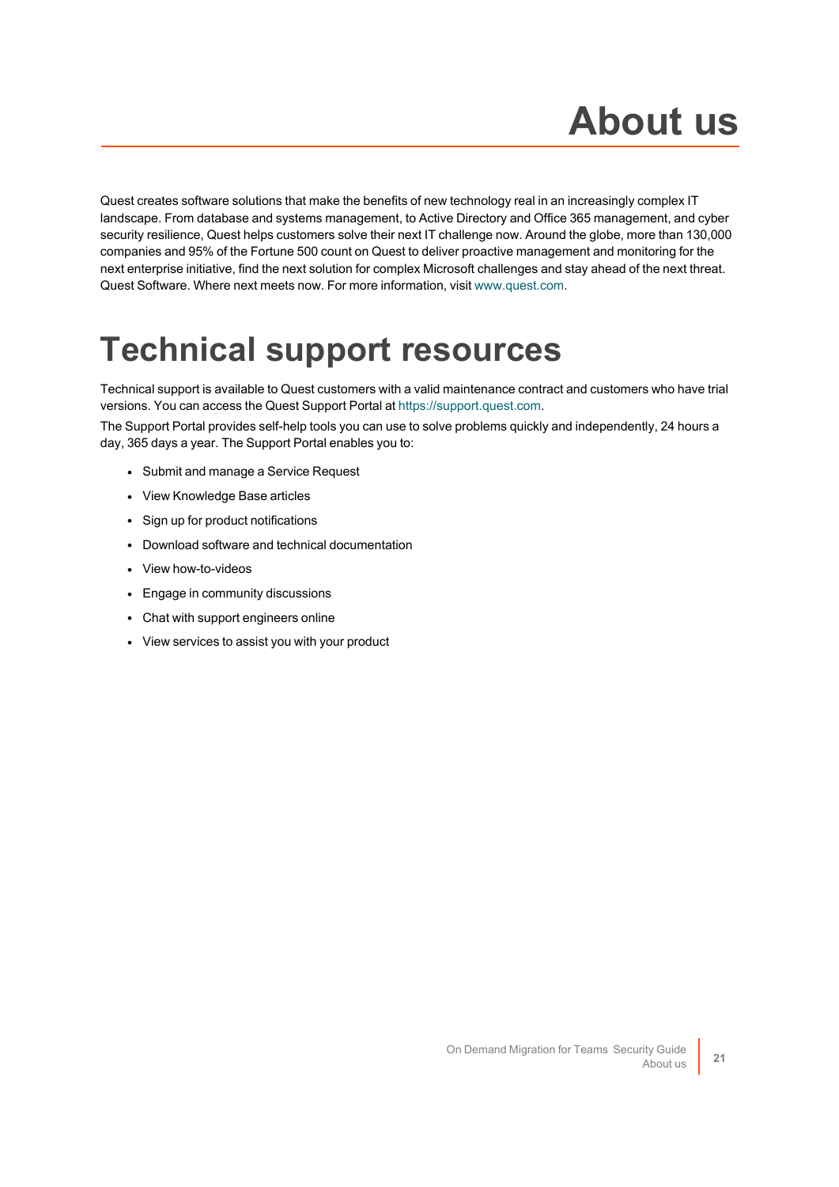# About us

Quest creates software solutions that make the benefits of new technology real in an increasingly complex IT landscape. From database and systems management, to Active Directory and Office 365 management, and cyber security resilience, Quest helps customers solve their next IT challenge now. Around the globe, more than 130,000 companies and 95% of the Fortune 500 count on Quest to deliver proactive management and monitoring for the next enterprise initiative, find the next solution for complex Microsoft challenges and stay ahead of the next threat. Quest Software. Where next meets now. For more information, visit www.quest.com.

# Technical support resources

Technical support is available to Quest customers with a valid maintenance contract and customers who have trial versions. You can access the Quest Support Portal at https://support.quest.com.

The Support Portal provides self-help tools you can use to solve problems quickly and independently, 24 hours a day, 365 days a year. The Support Portal enables you to:

- Submit and manage a Service Request
- View Knowledge Base articles
- Sign up for product notifications
- Download software and technical documentation
- View how-to-videos
- Engage in community discussions
- Chat with support engineers online
- View services to assist you with your product